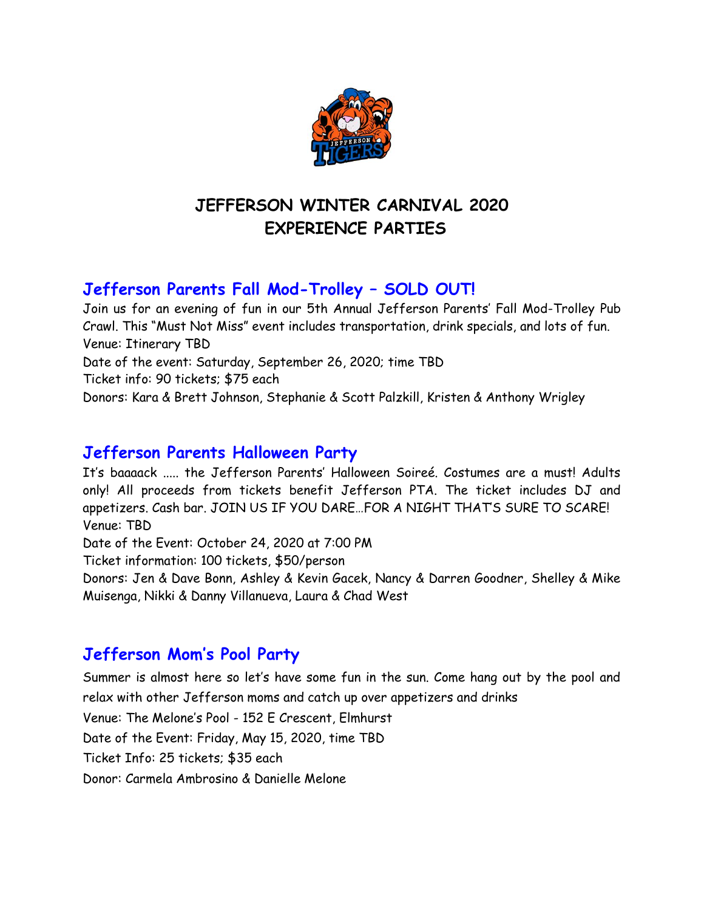# JEFFERSON WINTER CARNIVAL 2020
# EXPERIENCE PARTIES

## Jefferson Parents Fall Mod-Trolley – SOLD OUT!

Join us for an evening of fun in our 5th Annual Jefferson Parents' Fall Mod-Trolley Pub Crawl. This "Must Not Miss" event includes transportation, drink specials, and lots of fun.
Venue: Itinerary TBD
Date of the event: Saturday, September 26, 2020; time TBD
Ticket info: 90 tickets; $75 each
Donors: Kara & Brett Johnson, Stephanie & Scott Palzkill, Kristen & Anthony Wrigley

## Jefferson Parents Halloween Party

It's baaaack ..... the Jefferson Parents' Halloween Soireé. Costumes are a must! Adults only! All proceeds from tickets benefit Jefferson PTA. The ticket includes DJ and appetizers. Cash bar. JOIN US IF YOU DARE…FOR A NIGHT THAT'S SURE TO SCARE!
Venue: TBD
Date of the Event: October 24, 2020 at 7:00 PM
Ticket information: 100 tickets, $50/person
Donors: Jen & Dave Bonn, Ashley & Kevin Gacek, Nancy & Darren Goodner, Shelley & Mike Muisenga, Nikki & Danny Villanueva, Laura & Chad West

## Jefferson Mom's Pool Party

Summer is almost here so let's have some fun in the sun. Come hang out by the pool and relax with other Jefferson moms and catch up over appetizers and drinks
Venue: The Melone's Pool - 152 E Crescent, Elmhurst
Date of the Event: Friday, May 15, 2020, time TBD
Ticket Info: 25 tickets; $35 each
Donor: Carmela Ambrosino & Danielle Melone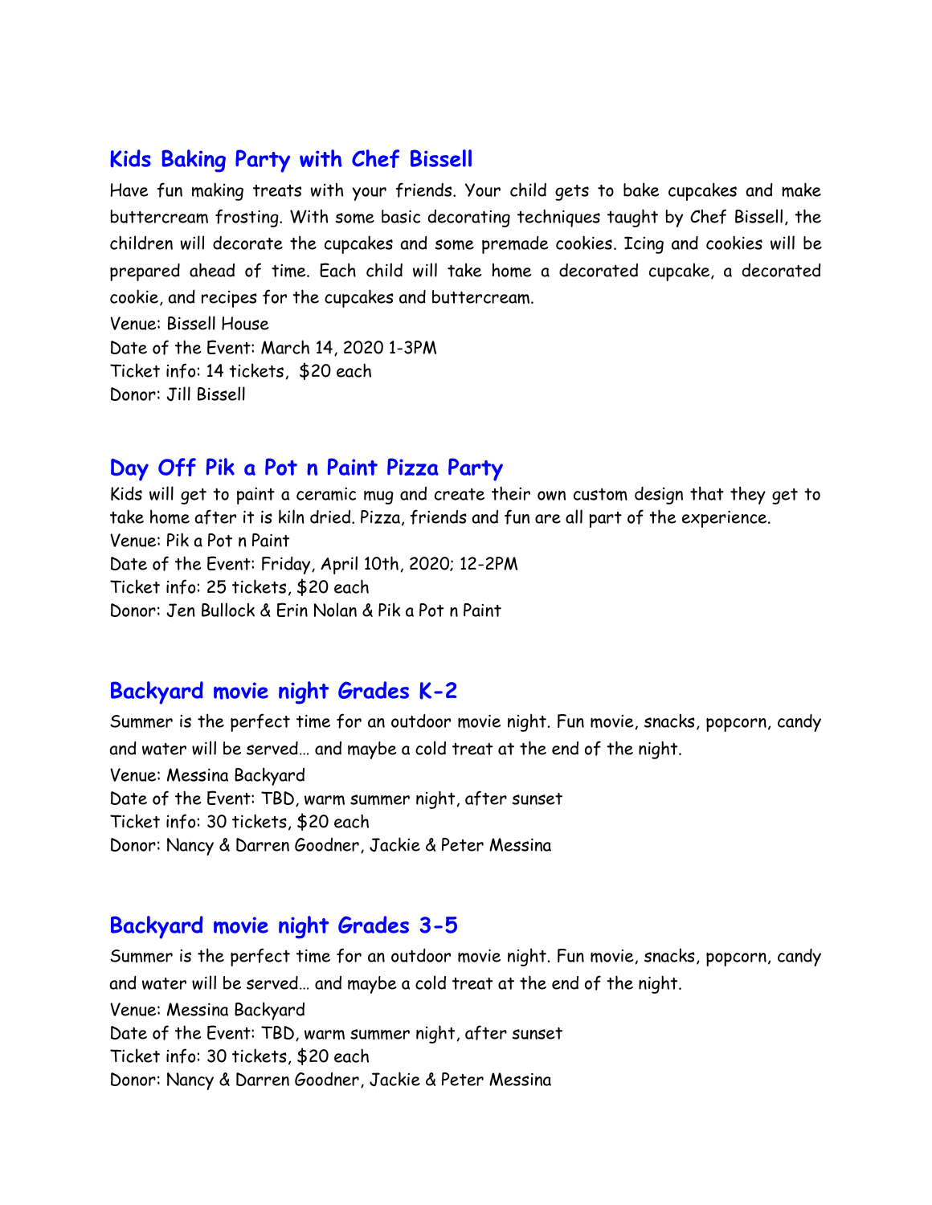## Kids Baking Party with Chef Bissell

Have fun making treats with your friends. Your child gets to bake cupcakes and make buttercream frosting. With some basic decorating techniques taught by Chef Bissell, the children will decorate the cupcakes and some premade cookies. Icing and cookies will be prepared ahead of time. Each child will take home a decorated cupcake, a decorated cookie, and recipes for the cupcakes and buttercream.

Venue: Bissell House
Date of the Event: March 14, 2020 1-3PM
Ticket info: 14 tickets, $20 each
Donor: Jill Bissell

## Day Off Pik a Pot n Paint Pizza Party

Kids will get to paint a ceramic mug and create their own custom design that they get to take home after it is kiln dried. Pizza, friends and fun are all part of the experience.

Venue: Pik a Pot n Paint
Date of the Event: Friday, April 10th, 2020; 12-2PM
Ticket info: 25 tickets, $20 each
Donor: Jen Bullock & Erin Nolan & Pik a Pot n Paint

## Backyard movie night Grades K-2

Summer is the perfect time for an outdoor movie night. Fun movie, snacks, popcorn, candy and water will be served… and maybe a cold treat at the end of the night.

Venue: Messina Backyard
Date of the Event: TBD, warm summer night, after sunset
Ticket info: 30 tickets, $20 each
Donor: Nancy & Darren Goodner, Jackie & Peter Messina

## Backyard movie night Grades 3-5

Summer is the perfect time for an outdoor movie night. Fun movie, snacks, popcorn, candy and water will be served… and maybe a cold treat at the end of the night.

Venue: Messina Backyard
Date of the Event: TBD, warm summer night, after sunset
Ticket info: 30 tickets, $20 each
Donor: Nancy & Darren Goodner, Jackie & Peter Messina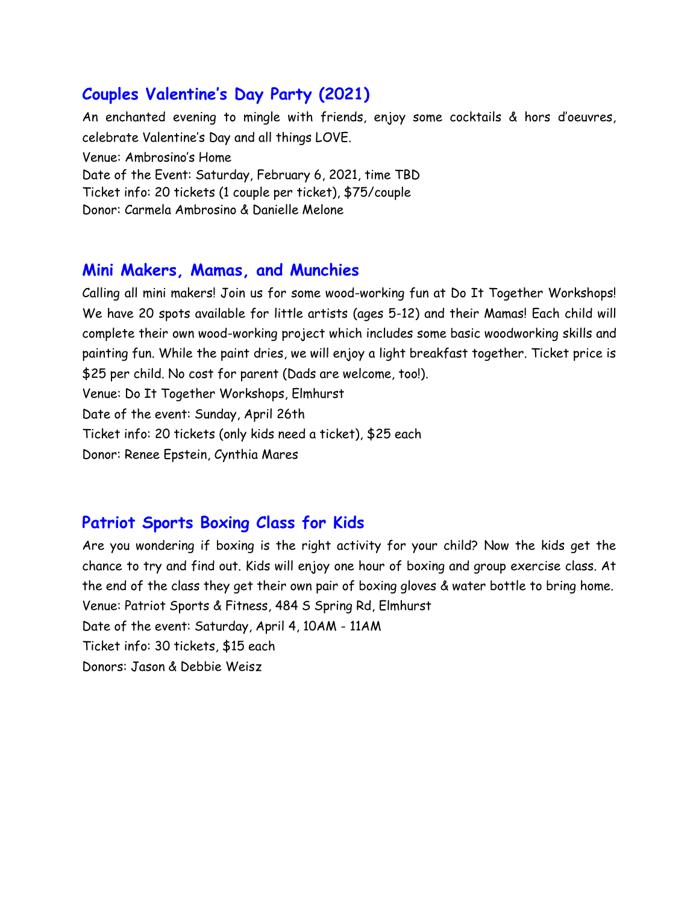## Couples Valentine's Day Party (2021)

An enchanted evening to mingle with friends, enjoy some cocktails & hors d'oeuvres, celebrate Valentine's Day and all things LOVE.

Venue: Ambrosino's Home
Date of the Event: Saturday, February 6, 2021, time TBD
Ticket info: 20 tickets (1 couple per ticket), $75/couple
Donor: Carmela Ambrosino & Danielle Melone

## Mini Makers, Mamas, and Munchies

Calling all mini makers! Join us for some wood-working fun at Do It Together Workshops! We have 20 spots available for little artists (ages 5-12) and their Mamas! Each child will complete their own wood-working project which includes some basic woodworking skills and painting fun. While the paint dries, we will enjoy a light breakfast together. Ticket price is $25 per child. No cost for parent (Dads are welcome, too!).

Venue: Do It Together Workshops, Elmhurst
Date of the event: Sunday, April 26th
Ticket info: 20 tickets (only kids need a ticket), $25 each
Donor: Renee Epstein, Cynthia Mares

## Patriot Sports Boxing Class for Kids

Are you wondering if boxing is the right activity for your child? Now the kids get the chance to try and find out. Kids will enjoy one hour of boxing and group exercise class. At the end of the class they get their own pair of boxing gloves & water bottle to bring home.

Venue: Patriot Sports & Fitness, 484 S Spring Rd, Elmhurst
Date of the event: Saturday, April 4, 10AM - 11AM
Ticket info: 30 tickets, $15 each
Donors: Jason & Debbie Weisz